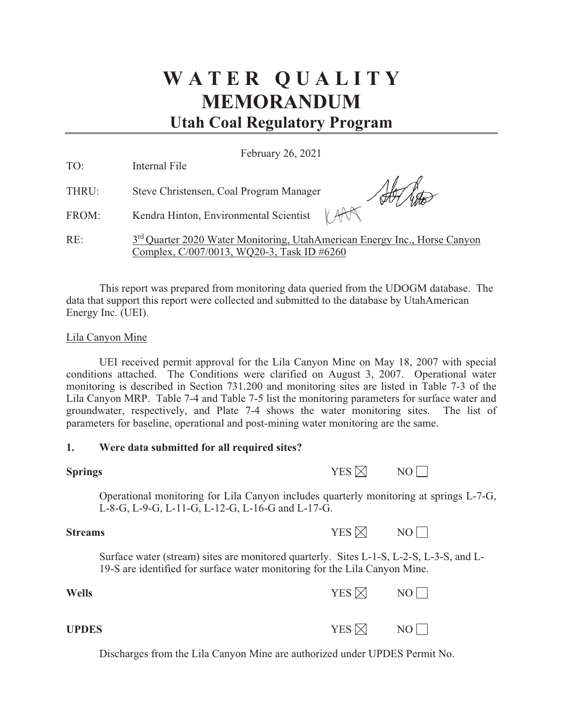# WATER QUALITY MEMORANDUM

## Utah Coal Regulatory Program

February 26, 2021

TO: Internal File

THRU: Steve Christensen, Coal Program Manager

FROM: Kendra Hinton, Environmental Scientist

RE: 3rd Quarter 2020 Water Monitoring, UtahAmerican Energy Inc., Horse Canyon Complex, C/007/0013, WQ20-3, Task ID #6260

This report was prepared from monitoring data queried from the UDOGM database. The data that support this report were collected and submitted to the database by UtahAmerican Energy Inc. (UEI).

Lila Canyon Mine

UEI received permit approval for the Lila Canyon Mine on May 18, 2007 with special conditions attached. The Conditions were clarified on August 3, 2007. Operational water monitoring is described in Section 731.200 and monitoring sites are listed in Table 7-3 of the Lila Canyon MRP. Table 7-4 and Table 7-5 list the monitoring parameters for surface water and groundwater, respectively, and Plate 7-4 shows the water monitoring sites. The list of parameters for baseline, operational and post-mining water monitoring are the same.

**1. Were data submitted for all required sites?**

**Springs** YES ☒ NO ☐

Operational monitoring for Lila Canyon includes quarterly monitoring at springs L-7-G, L-8-G, L-9-G, L-11-G, L-12-G, L-16-G and L-17-G.

**Streams** YES ☒ NO ☐

Surface water (stream) sites are monitored quarterly. Sites L-1-S, L-2-S, L-3-S, and L-19-S are identified for surface water monitoring for the Lila Canyon Mine.

**Wells** YES ☒ NO ☐

**UPDES** YES ☒ NO ☐

Discharges from the Lila Canyon Mine are authorized under UPDES Permit No.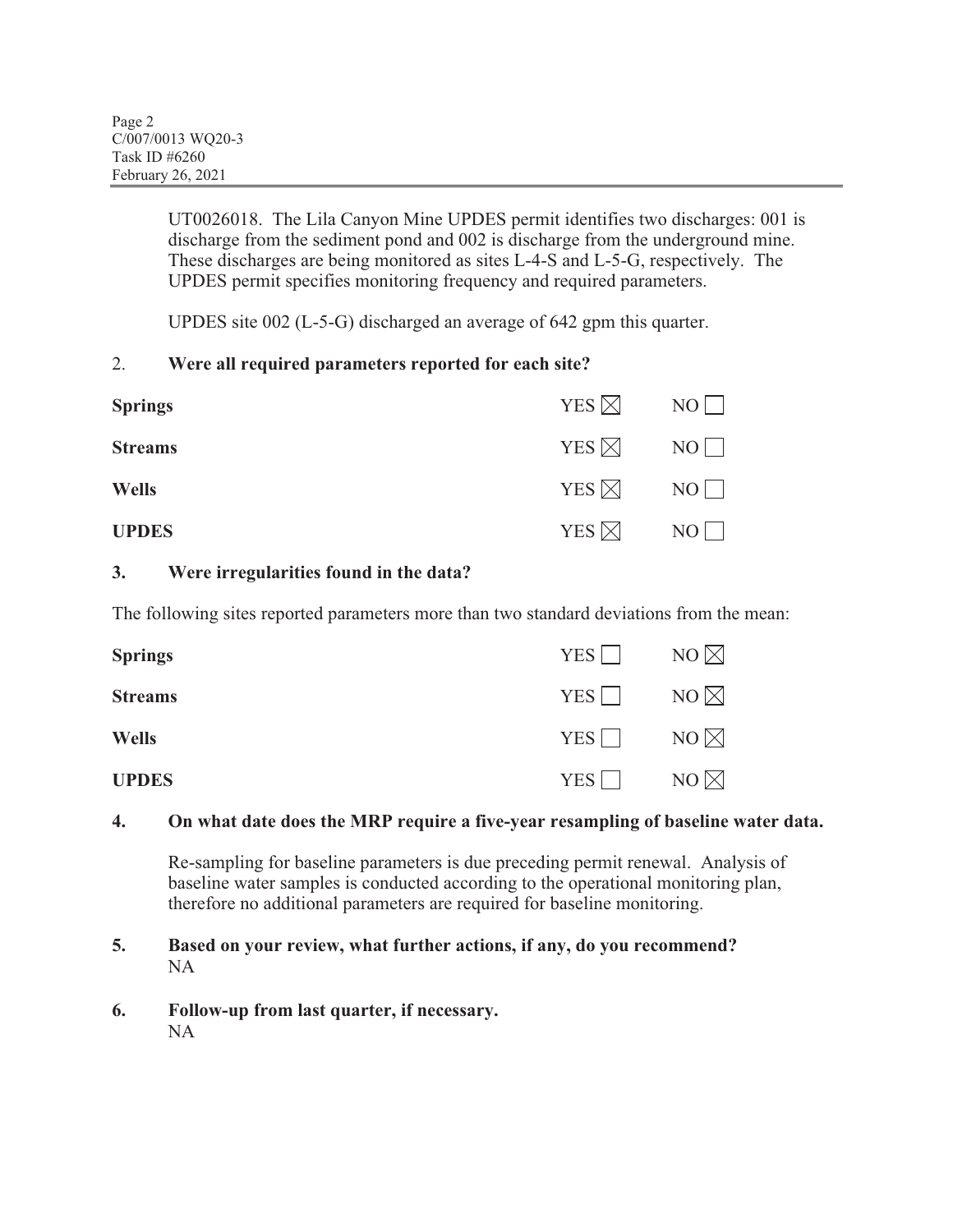UT0026018. The Lila Canyon Mine UPDES permit identifies two discharges: 001 is discharge from the sediment pond and 002 is discharge from the underground mine. These discharges are being monitored as sites L-4-S and L-5-G, respectively. The UPDES permit specifies monitoring frequency and required parameters.

UPDES site 002 (L-5-G) discharged an average of 642 gpm this quarter.

2. **Were all required parameters reported for each site?**

| | | |
|---|---|---|
| **Springs** | YES ☒ | NO ☐ |
| **Streams** | YES ☒ | NO ☐ |
| **Wells** | YES ☒ | NO ☐ |
| **UPDES** | YES ☒ | NO ☐ |

**3. Were irregularities found in the data?**

The following sites reported parameters more than two standard deviations from the mean:

| | | |
|---|---|---|
| **Springs** | YES ☐ | NO ☒ |
| **Streams** | YES ☐ | NO ☒ |
| **Wells** | YES ☐ | NO ☒ |
| **UPDES** | YES ☐ | NO ☒ |

**4. On what date does the MRP require a five-year resampling of baseline water data.**

Re-sampling for baseline parameters is due preceding permit renewal. Analysis of baseline water samples is conducted according to the operational monitoring plan, therefore no additional parameters are required for baseline monitoring.

**5. Based on your review, what further actions, if any, do you recommend?**
NA

**6. Follow-up from last quarter, if necessary.**
NA